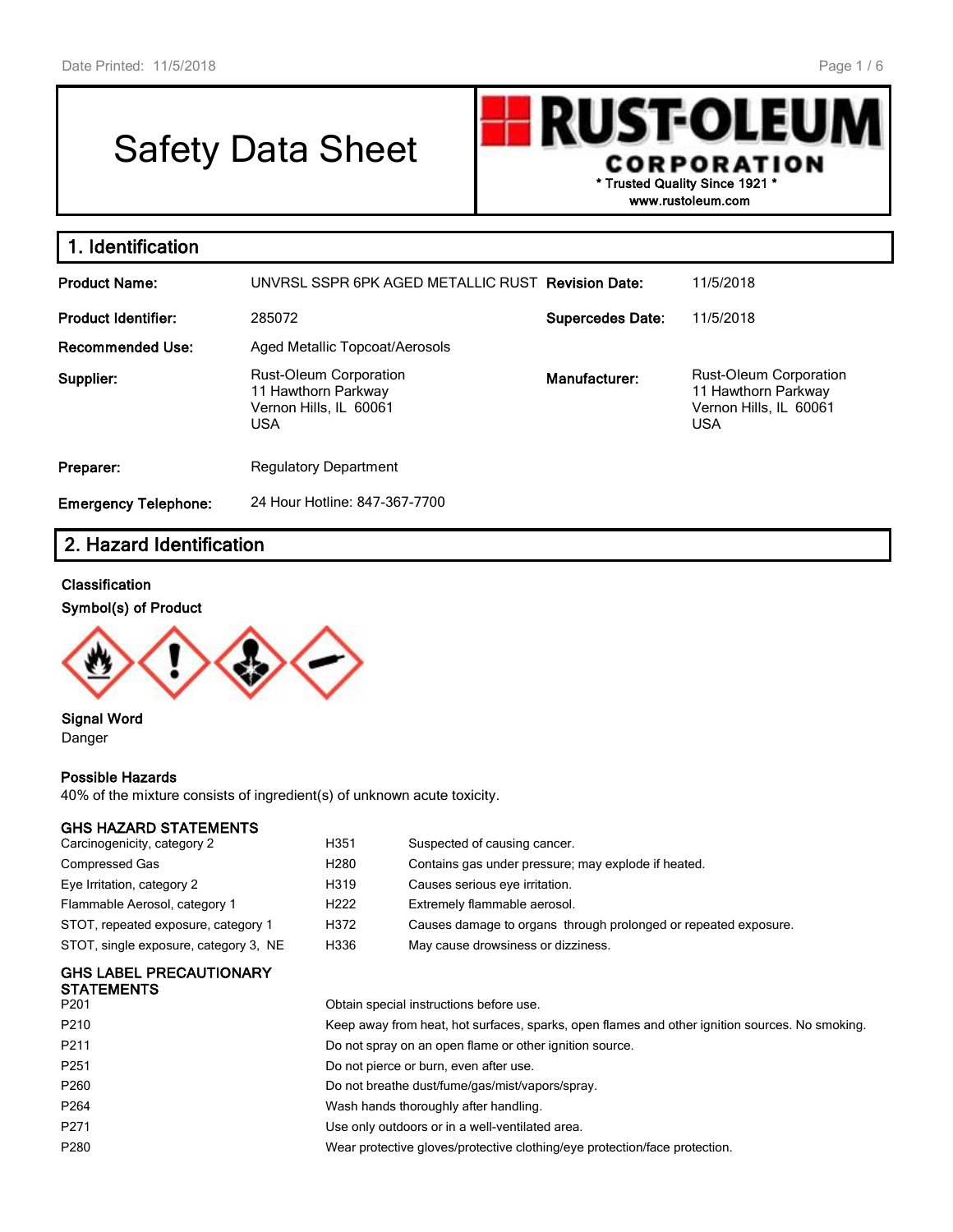# Safety Data Sheet

**RUST-OLEUM CORPORATION**
\* Trusted Quality Since 1921 \*
www.rustoleum.com

## 1. Identification

| | | | |
|---|---|---|---|
| **Product Name:** | UNVRSL SSPR 6PK AGED METALLIC RUST | **Revision Date:** | 11/5/2018 |
| **Product Identifier:** | 285072 | **Supercedes Date:** | 11/5/2018 |
| **Recommended Use:** | Aged Metallic Topcoat/Aerosols | | |
| **Supplier:** | Rust-Oleum Corporation<br>11 Hawthorn Parkway<br>Vernon Hills, IL 60061<br>USA | **Manufacturer:** | Rust-Oleum Corporation<br>11 Hawthorn Parkway<br>Vernon Hills, IL 60061<br>USA |
| **Preparer:** | Regulatory Department | | |
| **Emergency Telephone:** | 24 Hour Hotline: 847-367-7700 | | |

## 2. Hazard Identification

**Classification**

**Symbol(s) of Product**

**Signal Word**
Danger

**Possible Hazards**
40% of the mixture consists of ingredient(s) of unknown acute toxicity.

**GHS HAZARD STATEMENTS**

| | | |
|---|---|---|
| Carcinogenicity, category 2 | H351 | Suspected of causing cancer. |
| Compressed Gas | H280 | Contains gas under pressure; may explode if heated. |
| Eye Irritation, category 2 | H319 | Causes serious eye irritation. |
| Flammable Aerosol, category 1 | H222 | Extremely flammable aerosol. |
| STOT, repeated exposure, category 1 | H372 | Causes damage to organs through prolonged or repeated exposure. |
| STOT, single exposure, category 3, NE | H336 | May cause drowsiness or dizziness. |

**GHS LABEL PRECAUTIONARY STATEMENTS**

| | |
|---|---|
| P201 | Obtain special instructions before use. |
| P210 | Keep away from heat, hot surfaces, sparks, open flames and other ignition sources. No smoking. |
| P211 | Do not spray on an open flame or other ignition source. |
| P251 | Do not pierce or burn, even after use. |
| P260 | Do not breathe dust/fume/gas/mist/vapors/spray. |
| P264 | Wash hands thoroughly after handling. |
| P271 | Use only outdoors or in a well-ventilated area. |
| P280 | Wear protective gloves/protective clothing/eye protection/face protection. |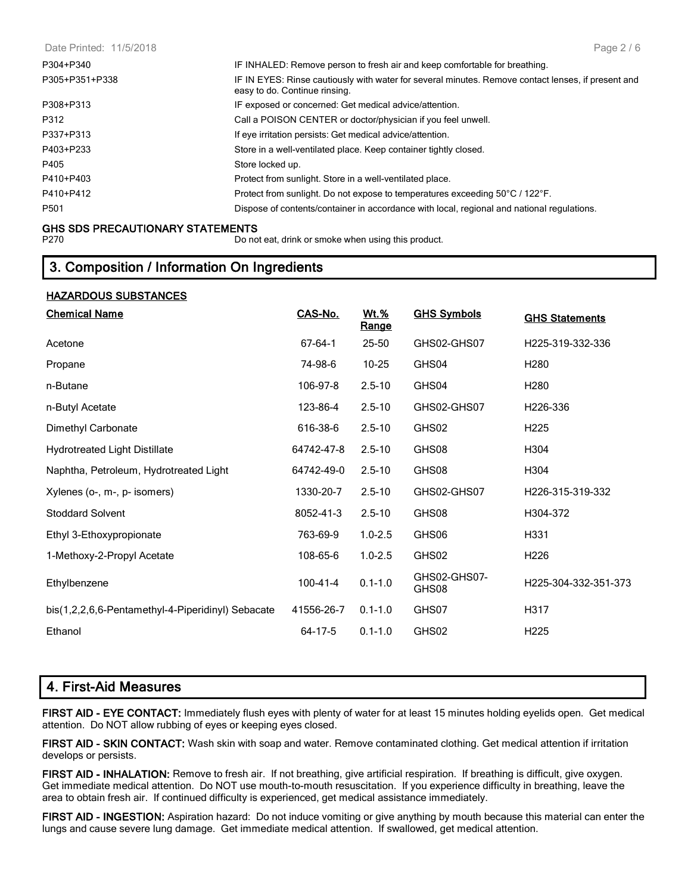| | |
|---|---|
| P304+P340 | IF INHALED: Remove person to fresh air and keep comfortable for breathing. |
| P305+P351+P338 | IF IN EYES: Rinse cautiously with water for several minutes. Remove contact lenses, if present and easy to do. Continue rinsing. |
| P308+P313 | IF exposed or concerned: Get medical advice/attention. |
| P312 | Call a POISON CENTER or doctor/physician if you feel unwell. |
| P337+P313 | If eye irritation persists: Get medical advice/attention. |
| P403+P233 | Store in a well-ventilated place. Keep container tightly closed. |
| P405 | Store locked up. |
| P410+P403 | Protect from sunlight. Store in a well-ventilated place. |
| P410+P412 | Protect from sunlight. Do not expose to temperatures exceeding 50°C / 122°F. |
| P501 | Dispose of contents/container in accordance with local, regional and national regulations. |

**GHS SDS PRECAUTIONARY STATEMENTS**

| | |
|---|---|
| P270 | Do not eat, drink or smoke when using this product. |

## 3. Composition / Information On Ingredients

**HAZARDOUS SUBSTANCES**

| Chemical Name | CAS-No. | Wt.% Range | GHS Symbols | GHS Statements |
|---|---|---|---|---|
| Acetone | 67-64-1 | 25-50 | GHS02-GHS07 | H225-319-332-336 |
| Propane | 74-98-6 | 10-25 | GHS04 | H280 |
| n-Butane | 106-97-8 | 2.5-10 | GHS04 | H280 |
| n-Butyl Acetate | 123-86-4 | 2.5-10 | GHS02-GHS07 | H226-336 |
| Dimethyl Carbonate | 616-38-6 | 2.5-10 | GHS02 | H225 |
| Hydrotreated Light Distillate | 64742-47-8 | 2.5-10 | GHS08 | H304 |
| Naphtha, Petroleum, Hydrotreated Light | 64742-49-0 | 2.5-10 | GHS08 | H304 |
| Xylenes (o-, m-, p- isomers) | 1330-20-7 | 2.5-10 | GHS02-GHS07 | H226-315-319-332 |
| Stoddard Solvent | 8052-41-3 | 2.5-10 | GHS08 | H304-372 |
| Ethyl 3-Ethoxypropionate | 763-69-9 | 1.0-2.5 | GHS06 | H331 |
| 1-Methoxy-2-Propyl Acetate | 108-65-6 | 1.0-2.5 | GHS02 | H226 |
| Ethylbenzene | 100-41-4 | 0.1-1.0 | GHS02-GHS07-GHS08 | H225-304-332-351-373 |
| bis(1,2,2,6,6-Pentamethyl-4-Piperidinyl) Sebacate | 41556-26-7 | 0.1-1.0 | GHS07 | H317 |
| Ethanol | 64-17-5 | 0.1-1.0 | GHS02 | H225 |

## 4. First-Aid Measures

**FIRST AID - EYE CONTACT:** Immediately flush eyes with plenty of water for at least 15 minutes holding eyelids open. Get medical attention. Do NOT allow rubbing of eyes or keeping eyes closed.

**FIRST AID - SKIN CONTACT:** Wash skin with soap and water. Remove contaminated clothing. Get medical attention if irritation develops or persists.

**FIRST AID - INHALATION:** Remove to fresh air. If not breathing, give artificial respiration. If breathing is difficult, give oxygen. Get immediate medical attention. Do NOT use mouth-to-mouth resuscitation. If you experience difficulty in breathing, leave the area to obtain fresh air. If continued difficulty is experienced, get medical assistance immediately.

**FIRST AID - INGESTION:** Aspiration hazard: Do not induce vomiting or give anything by mouth because this material can enter the lungs and cause severe lung damage. Get immediate medical attention. If swallowed, get medical attention.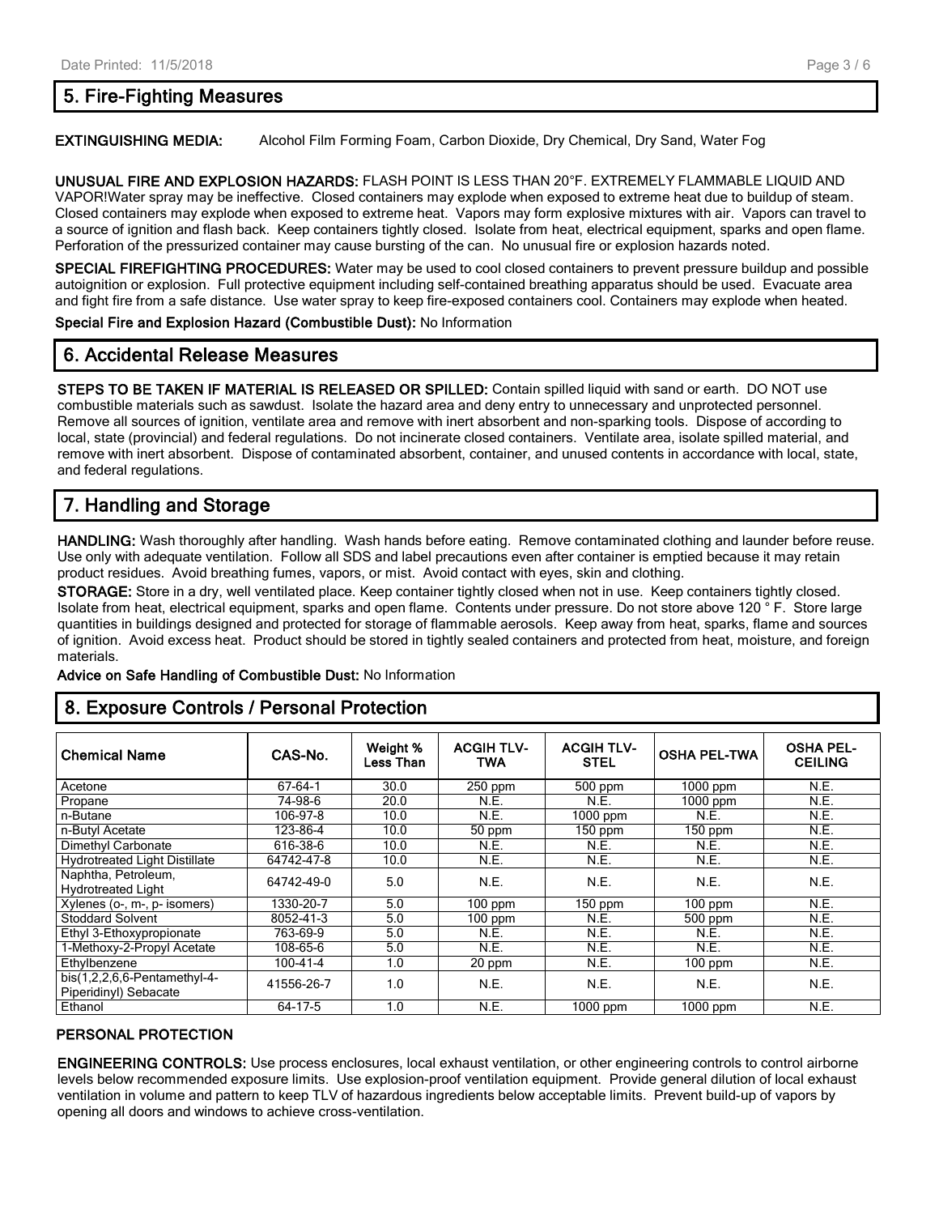## 5. Fire-Fighting Measures

**EXTINGUISHING MEDIA:** Alcohol Film Forming Foam, Carbon Dioxide, Dry Chemical, Dry Sand, Water Fog

**UNUSUAL FIRE AND EXPLOSION HAZARDS:** FLASH POINT IS LESS THAN 20°F. EXTREMELY FLAMMABLE LIQUID AND VAPOR!Water spray may be ineffective. Closed containers may explode when exposed to extreme heat due to buildup of steam. Closed containers may explode when exposed to extreme heat. Vapors may form explosive mixtures with air. Vapors can travel to a source of ignition and flash back. Keep containers tightly closed. Isolate from heat, electrical equipment, sparks and open flame. Perforation of the pressurized container may cause bursting of the can. No unusual fire or explosion hazards noted.

**SPECIAL FIREFIGHTING PROCEDURES:** Water may be used to cool closed containers to prevent pressure buildup and possible autoignition or explosion. Full protective equipment including self-contained breathing apparatus should be used. Evacuate area and fight fire from a safe distance. Use water spray to keep fire-exposed containers cool. Containers may explode when heated.

**Special Fire and Explosion Hazard (Combustible Dust):** No Information

## 6. Accidental Release Measures

**STEPS TO BE TAKEN IF MATERIAL IS RELEASED OR SPILLED:** Contain spilled liquid with sand or earth. DO NOT use combustible materials such as sawdust. Isolate the hazard area and deny entry to unnecessary and unprotected personnel. Remove all sources of ignition, ventilate area and remove with inert absorbent and non-sparking tools. Dispose of according to local, state (provincial) and federal regulations. Do not incinerate closed containers. Ventilate area, isolate spilled material, and remove with inert absorbent. Dispose of contaminated absorbent, container, and unused contents in accordance with local, state, and federal regulations.

## 7. Handling and Storage

**HANDLING:** Wash thoroughly after handling. Wash hands before eating. Remove contaminated clothing and launder before reuse. Use only with adequate ventilation. Follow all SDS and label precautions even after container is emptied because it may retain product residues. Avoid breathing fumes, vapors, or mist. Avoid contact with eyes, skin and clothing.

**STORAGE:** Store in a dry, well ventilated place. Keep container tightly closed when not in use. Keep containers tightly closed. Isolate from heat, electrical equipment, sparks and open flame. Contents under pressure. Do not store above 120 ° F. Store large quantities in buildings designed and protected for storage of flammable aerosols. Keep away from heat, sparks, flame and sources of ignition. Avoid excess heat. Product should be stored in tightly sealed containers and protected from heat, moisture, and foreign materials.

**Advice on Safe Handling of Combustible Dust:** No Information

## 8. Exposure Controls / Personal Protection

| Chemical Name | CAS-No. | Weight % Less Than | ACGIH TLV-TWA | ACGIH TLV-STEL | OSHA PEL-TWA | OSHA PEL-CEILING |
|---|---|---|---|---|---|---|
| Acetone | 67-64-1 | 30.0 | 250 ppm | 500 ppm | 1000 ppm | N.E. |
| Propane | 74-98-6 | 20.0 | N.E. | N.E. | 1000 ppm | N.E. |
| n-Butane | 106-97-8 | 10.0 | N.E. | 1000 ppm | N.E. | N.E. |
| n-Butyl Acetate | 123-86-4 | 10.0 | 50 ppm | 150 ppm | 150 ppm | N.E. |
| Dimethyl Carbonate | 616-38-6 | 10.0 | N.E. | N.E. | N.E. | N.E. |
| Hydrotreated Light Distillate | 64742-47-8 | 10.0 | N.E. | N.E. | N.E. | N.E. |
| Naphtha, Petroleum, Hydrotreated Light | 64742-49-0 | 5.0 | N.E. | N.E. | N.E. | N.E. |
| Xylenes (o-, m-, p- isomers) | 1330-20-7 | 5.0 | 100 ppm | 150 ppm | 100 ppm | N.E. |
| Stoddard Solvent | 8052-41-3 | 5.0 | 100 ppm | N.E. | 500 ppm | N.E. |
| Ethyl 3-Ethoxypropionate | 763-69-9 | 5.0 | N.E. | N.E. | N.E. | N.E. |
| 1-Methoxy-2-Propyl Acetate | 108-65-6 | 5.0 | N.E. | N.E. | N.E. | N.E. |
| Ethylbenzene | 100-41-4 | 1.0 | 20 ppm | N.E. | 100 ppm | N.E. |
| bis(1,2,2,6,6-Pentamethyl-4-Piperidinyl) Sebacate | 41556-26-7 | 1.0 | N.E. | N.E. | N.E. | N.E. |
| Ethanol | 64-17-5 | 1.0 | N.E. | 1000 ppm | 1000 ppm | N.E. |

### PERSONAL PROTECTION

**ENGINEERING CONTROLS:** Use process enclosures, local exhaust ventilation, or other engineering controls to control airborne levels below recommended exposure limits. Use explosion-proof ventilation equipment. Provide general dilution of local exhaust ventilation in volume and pattern to keep TLV of hazardous ingredients below acceptable limits. Prevent build-up of vapors by opening all doors and windows to achieve cross-ventilation.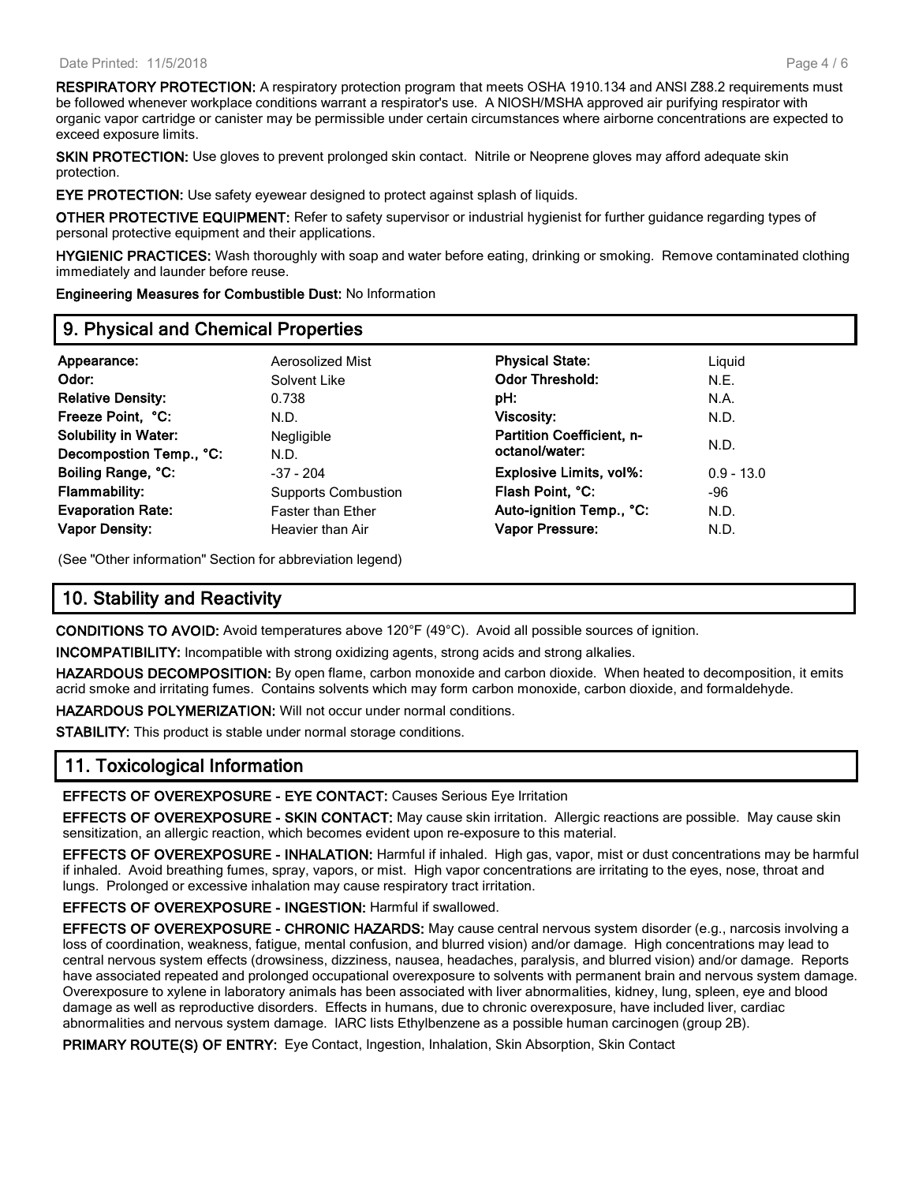**RESPIRATORY PROTECTION:** A respiratory protection program that meets OSHA 1910.134 and ANSI Z88.2 requirements must be followed whenever workplace conditions warrant a respirator's use. A NIOSH/MSHA approved air purifying respirator with organic vapor cartridge or canister may be permissible under certain circumstances where airborne concentrations are expected to exceed exposure limits.

**SKIN PROTECTION:** Use gloves to prevent prolonged skin contact. Nitrile or Neoprene gloves may afford adequate skin protection.

**EYE PROTECTION:** Use safety eyewear designed to protect against splash of liquids.

**OTHER PROTECTIVE EQUIPMENT:** Refer to safety supervisor or industrial hygienist for further guidance regarding types of personal protective equipment and their applications.

**HYGIENIC PRACTICES:** Wash thoroughly with soap and water before eating, drinking or smoking. Remove contaminated clothing immediately and launder before reuse.

**Engineering Measures for Combustible Dust:** No Information

## 9. Physical and Chemical Properties

| | | | |
|---|---|---|---|
| **Appearance:** | Aerosolized Mist | **Physical State:** | Liquid |
| **Odor:** | Solvent Like | **Odor Threshold:** | N.E. |
| **Relative Density:** | 0.738 | **pH:** | N.A. |
| **Freeze Point, °C:** | N.D. | **Viscosity:** | N.D. |
| **Solubility in Water:** | Negligible | **Partition Coefficient, n-octanol/water:** | N.D. |
| **Decompostion Temp., °C:** | N.D. | | |
| **Boiling Range, °C:** | -37 - 204 | **Explosive Limits, vol%:** | 0.9 - 13.0 |
| **Flammability:** | Supports Combustion | **Flash Point, °C:** | -96 |
| **Evaporation Rate:** | Faster than Ether | **Auto-ignition Temp., °C:** | N.D. |
| **Vapor Density:** | Heavier than Air | **Vapor Pressure:** | N.D. |

(See "Other information" Section for abbreviation legend)

## 10. Stability and Reactivity

**CONDITIONS TO AVOID:** Avoid temperatures above 120°F (49°C). Avoid all possible sources of ignition.

**INCOMPATIBILITY:** Incompatible with strong oxidizing agents, strong acids and strong alkalies.

**HAZARDOUS DECOMPOSITION:** By open flame, carbon monoxide and carbon dioxide. When heated to decomposition, it emits acrid smoke and irritating fumes. Contains solvents which may form carbon monoxide, carbon dioxide, and formaldehyde.

**HAZARDOUS POLYMERIZATION:** Will not occur under normal conditions.

**STABILITY:** This product is stable under normal storage conditions.

## 11. Toxicological Information

**EFFECTS OF OVEREXPOSURE - EYE CONTACT:** Causes Serious Eye Irritation

**EFFECTS OF OVEREXPOSURE - SKIN CONTACT:** May cause skin irritation. Allergic reactions are possible. May cause skin sensitization, an allergic reaction, which becomes evident upon re-exposure to this material.

**EFFECTS OF OVEREXPOSURE - INHALATION:** Harmful if inhaled. High gas, vapor, mist or dust concentrations may be harmful if inhaled. Avoid breathing fumes, spray, vapors, or mist. High vapor concentrations are irritating to the eyes, nose, throat and lungs. Prolonged or excessive inhalation may cause respiratory tract irritation.

**EFFECTS OF OVEREXPOSURE - INGESTION:** Harmful if swallowed.

**EFFECTS OF OVEREXPOSURE - CHRONIC HAZARDS:** May cause central nervous system disorder (e.g., narcosis involving a loss of coordination, weakness, fatigue, mental confusion, and blurred vision) and/or damage. High concentrations may lead to central nervous system effects (drowsiness, dizziness, nausea, headaches, paralysis, and blurred vision) and/or damage. Reports have associated repeated and prolonged occupational overexposure to solvents with permanent brain and nervous system damage. Overexposure to xylene in laboratory animals has been associated with liver abnormalities, kidney, lung, spleen, eye and blood damage as well as reproductive disorders. Effects in humans, due to chronic overexposure, have included liver, cardiac abnormalities and nervous system damage. IARC lists Ethylbenzene as a possible human carcinogen (group 2B).

**PRIMARY ROUTE(S) OF ENTRY:** Eye Contact, Ingestion, Inhalation, Skin Absorption, Skin Contact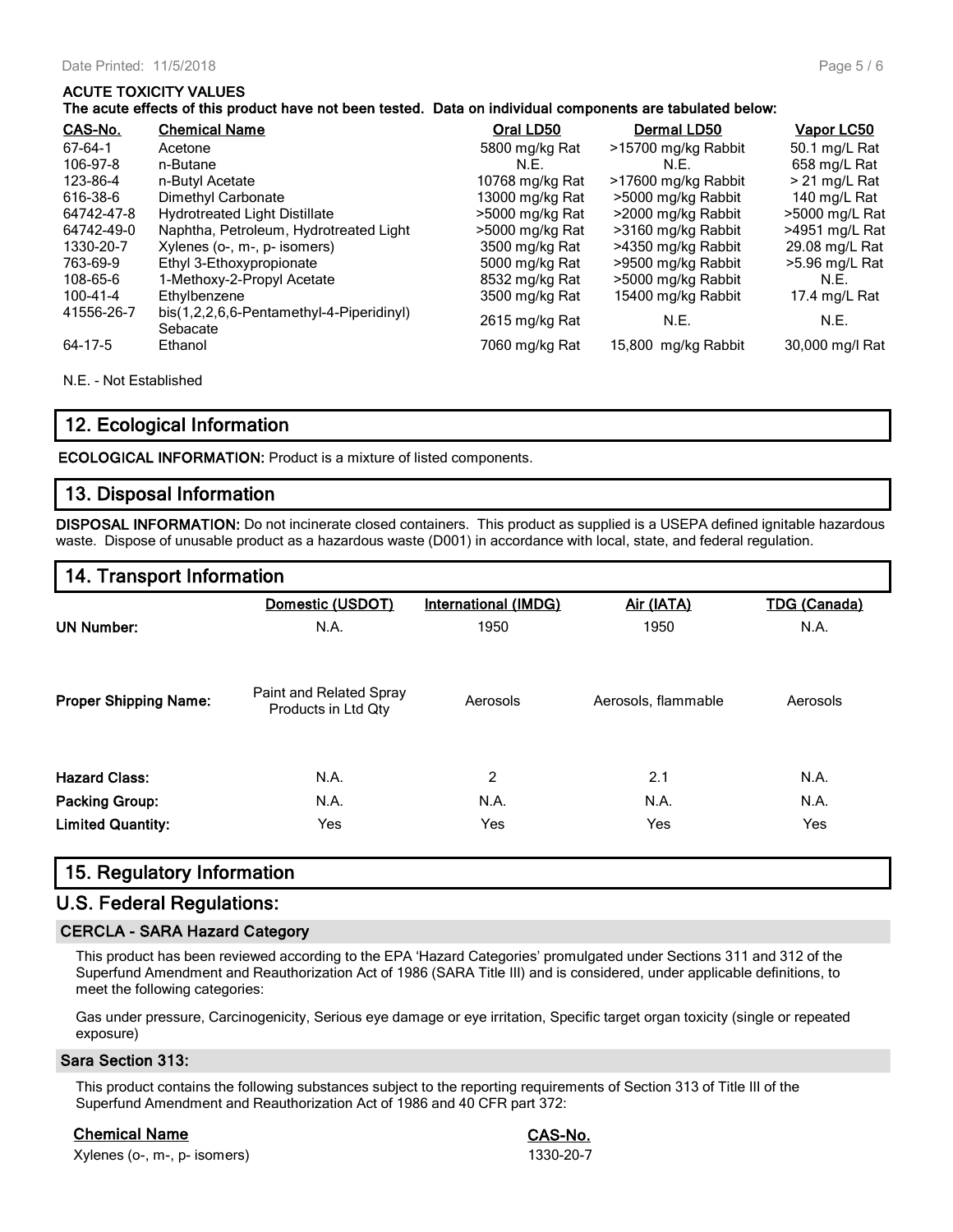**ACUTE TOXICITY VALUES**

**The acute effects of this product have not been tested. Data on individual components are tabulated below:**

| CAS-No. | Chemical Name | Oral LD50 | Dermal LD50 | Vapor LC50 |
|---|---|---|---|---|
| 67-64-1 | Acetone | 5800 mg/kg Rat | >15700 mg/kg Rabbit | 50.1 mg/L Rat |
| 106-97-8 | n-Butane | N.E. | N.E. | 658 mg/L Rat |
| 123-86-4 | n-Butyl Acetate | 10768 mg/kg Rat | >17600 mg/kg Rabbit | > 21 mg/L Rat |
| 616-38-6 | Dimethyl Carbonate | 13000 mg/kg Rat | >5000 mg/kg Rabbit | 140 mg/L Rat |
| 64742-47-8 | Hydrotreated Light Distillate | >5000 mg/kg Rat | >2000 mg/kg Rabbit | >5000 mg/L Rat |
| 64742-49-0 | Naphtha, Petroleum, Hydrotreated Light | >5000 mg/kg Rat | >3160 mg/kg Rabbit | >4951 mg/L Rat |
| 1330-20-7 | Xylenes (o-, m-, p- isomers) | 3500 mg/kg Rat | >4350 mg/kg Rabbit | 29.08 mg/L Rat |
| 763-69-9 | Ethyl 3-Ethoxypropionate | 5000 mg/kg Rat | >9500 mg/kg Rabbit | >5.96 mg/L Rat |
| 108-65-6 | 1-Methoxy-2-Propyl Acetate | 8532 mg/kg Rat | >5000 mg/kg Rabbit | N.E. |
| 100-41-4 | Ethylbenzene | 3500 mg/kg Rat | 15400 mg/kg Rabbit | 17.4 mg/L Rat |
| 41556-26-7 | bis(1,2,2,6,6-Pentamethyl-4-Piperidinyl) Sebacate | 2615 mg/kg Rat | N.E. | N.E. |
| 64-17-5 | Ethanol | 7060 mg/kg Rat | 15,800 mg/kg Rabbit | 30,000 mg/l Rat |

N.E. - Not Established

## 12. Ecological Information

**ECOLOGICAL INFORMATION:** Product is a mixture of listed components.

## 13. Disposal Information

**DISPOSAL INFORMATION:** Do not incinerate closed containers. This product as supplied is a USEPA defined ignitable hazardous waste. Dispose of unusable product as a hazardous waste (D001) in accordance with local, state, and federal regulation.

## 14. Transport Information

| | Domestic (USDOT) | International (IMDG) | Air (IATA) | TDG (Canada) |
|---|---|---|---|---|
| **UN Number:** | N.A. | 1950 | 1950 | N.A. |
| **Proper Shipping Name:** | Paint and Related Spray Products in Ltd Qty | Aerosols | Aerosols, flammable | Aerosols |
| **Hazard Class:** | N.A. | 2 | 2.1 | N.A. |
| **Packing Group:** | N.A. | N.A. | N.A. | N.A. |
| **Limited Quantity:** | Yes | Yes | Yes | Yes |

## 15. Regulatory Information

## U.S. Federal Regulations:

### CERCLA - SARA Hazard Category

This product has been reviewed according to the EPA 'Hazard Categories' promulgated under Sections 311 and 312 of the Superfund Amendment and Reauthorization Act of 1986 (SARA Title III) and is considered, under applicable definitions, to meet the following categories:

Gas under pressure, Carcinogenicity, Serious eye damage or eye irritation, Specific target organ toxicity (single or repeated exposure)

### Sara Section 313:

This product contains the following substances subject to the reporting requirements of Section 313 of Title III of the Superfund Amendment and Reauthorization Act of 1986 and 40 CFR part 372:

| Chemical Name | CAS-No. |
|---|---|
| Xylenes (o-, m-, p- isomers) | 1330-20-7 |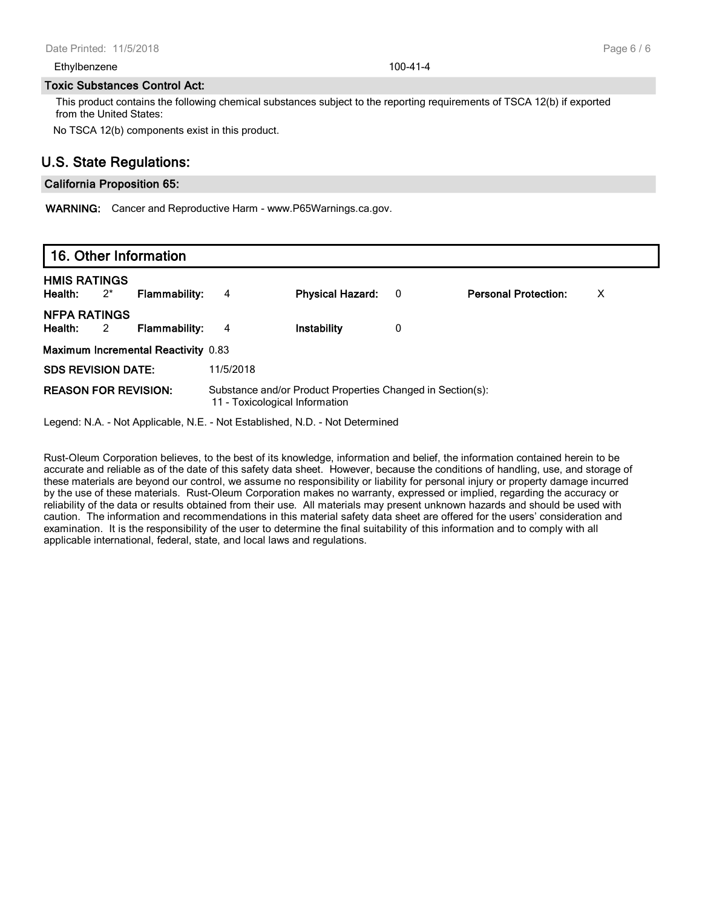Ethylbenzene 100-41-4

**Toxic Substances Control Act:**

This product contains the following chemical substances subject to the reporting requirements of TSCA 12(b) if exported from the United States:

No TSCA 12(b) components exist in this product.

## U.S. State Regulations:

**California Proposition 65:**

**WARNING:** Cancer and Reproductive Harm - www.P65Warnings.ca.gov.

## 16. Other Information

**HMIS RATINGS**

| | | | | | | | |
|---|---|---|---|---|---|---|---|
| **Health:** | 2* | **Flammability:** | 4 | **Physical Hazard:** | 0 | **Personal Protection:** | X |

**NFPA RATINGS**

| | | | | | |
|---|---|---|---|---|---|
| **Health:** | 2 | **Flammability:** | 4 | **Instability** | 0 |

**Maximum Incremental Reactivity** 0.83

**SDS REVISION DATE:** 11/5/2018

**REASON FOR REVISION:** Substance and/or Product Properties Changed in Section(s):
11 - Toxicological Information

Legend: N.A. - Not Applicable, N.E. - Not Established, N.D. - Not Determined

Rust-Oleum Corporation believes, to the best of its knowledge, information and belief, the information contained herein to be accurate and reliable as of the date of this safety data sheet. However, because the conditions of handling, use, and storage of these materials are beyond our control, we assume no responsibility or liability for personal injury or property damage incurred by the use of these materials. Rust-Oleum Corporation makes no warranty, expressed or implied, regarding the accuracy or reliability of the data or results obtained from their use. All materials may present unknown hazards and should be used with caution. The information and recommendations in this material safety data sheet are offered for the users' consideration and examination. It is the responsibility of the user to determine the final suitability of this information and to comply with all applicable international, federal, state, and local laws and regulations.